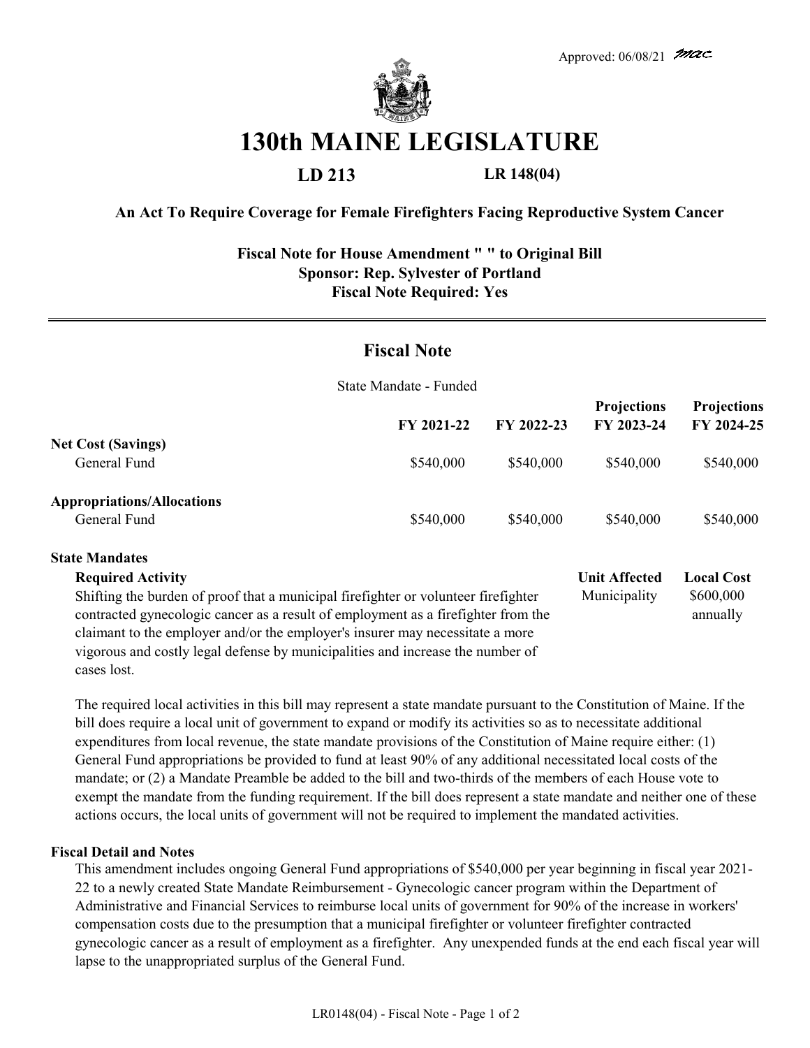Approved: 06/08/21 mac

# 130th MAINE LEGISLATURE

**LD 213** **LR 148(04)**

**An Act To Require Coverage for Female Firefighters Facing Reproductive System Cancer**

**Fiscal Note for House Amendment " " to Original Bill**
**Sponsor: Rep. Sylvester of Portland**
**Fiscal Note Required: Yes**

## Fiscal Note

State Mandate - Funded

| | FY 2021-22 | FY 2022-23 | Projections FY 2023-24 | Projections FY 2024-25 |
|---|---|---|---|---|
| **Net Cost (Savings)** | | | | |
| General Fund | $540,000 | $540,000 | $540,000 | $540,000 |
| **Appropriations/Allocations** | | | | |
| General Fund | $540,000 | $540,000 | $540,000 | $540,000 |

**State Mandates**

| Required Activity | Unit Affected | Local Cost |
|---|---|---|
| Shifting the burden of proof that a municipal firefighter or volunteer firefighter contracted gynecologic cancer as a result of employment as a firefighter from the claimant to the employer and/or the employer's insurer may necessitate a more vigorous and costly legal defense by municipalities and increase the number of cases lost. | Municipality | $600,000 annually |

The required local activities in this bill may represent a state mandate pursuant to the Constitution of Maine. If the bill does require a local unit of government to expand or modify its activities so as to necessitate additional expenditures from local revenue, the state mandate provisions of the Constitution of Maine require either: (1) General Fund appropriations be provided to fund at least 90% of any additional necessitated local costs of the mandate; or (2) a Mandate Preamble be added to the bill and two-thirds of the members of each House vote to exempt the mandate from the funding requirement. If the bill does represent a state mandate and neither one of these actions occurs, the local units of government will not be required to implement the mandated activities.

**Fiscal Detail and Notes**

This amendment includes ongoing General Fund appropriations of $540,000 per year beginning in fiscal year 2021-22 to a newly created State Mandate Reimbursement - Gynecologic cancer program within the Department of Administrative and Financial Services to reimburse local units of government for 90% of the increase in workers' compensation costs due to the presumption that a municipal firefighter or volunteer firefighter contracted gynecologic cancer as a result of employment as a firefighter. Any unexpended funds at the end each fiscal year will lapse to the unappropriated surplus of the General Fund.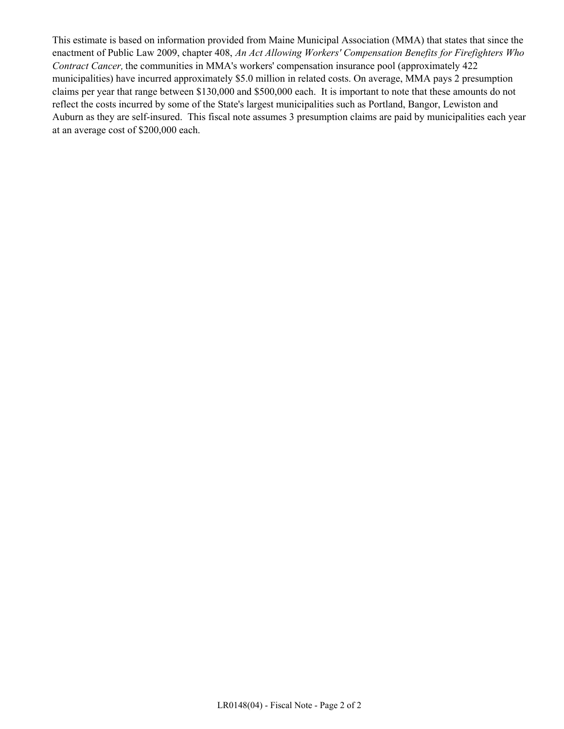This estimate is based on information provided from Maine Municipal Association (MMA) that states that since the enactment of Public Law 2009, chapter 408, *An Act Allowing Workers' Compensation Benefits for Firefighters Who Contract Cancer,* the communities in MMA's workers' compensation insurance pool (approximately 422 municipalities) have incurred approximately $5.0 million in related costs. On average, MMA pays 2 presumption claims per year that range between $130,000 and $500,000 each. It is important to note that these amounts do not reflect the costs incurred by some of the State's largest municipalities such as Portland, Bangor, Lewiston and Auburn as they are self-insured. This fiscal note assumes 3 presumption claims are paid by municipalities each year at an average cost of $200,000 each.